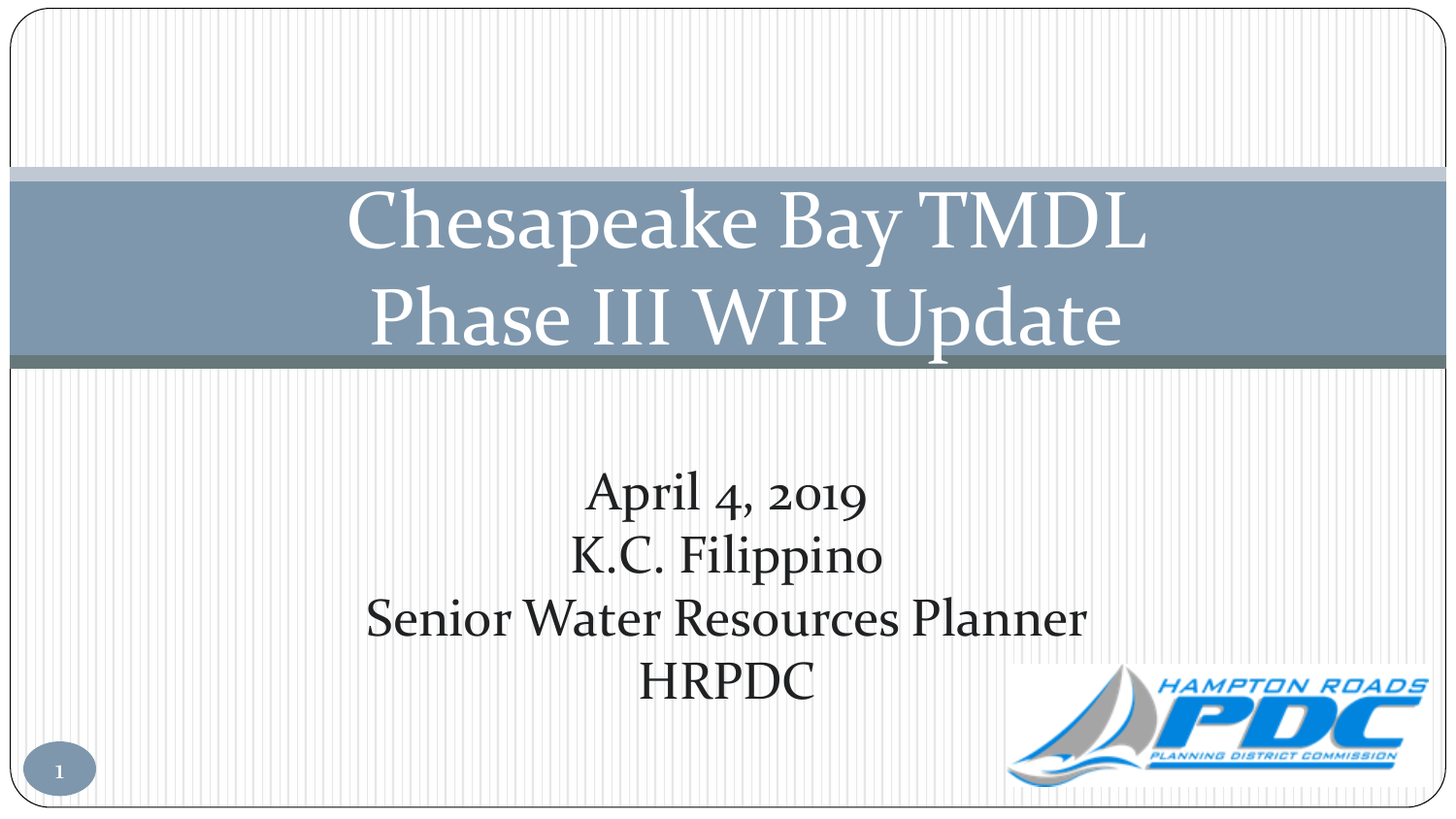# Chesapeake Bay TMDL Phase III WIP Update

April 4, 2019

K.C. Filippino

Senior Water Resources Planner

HRPDC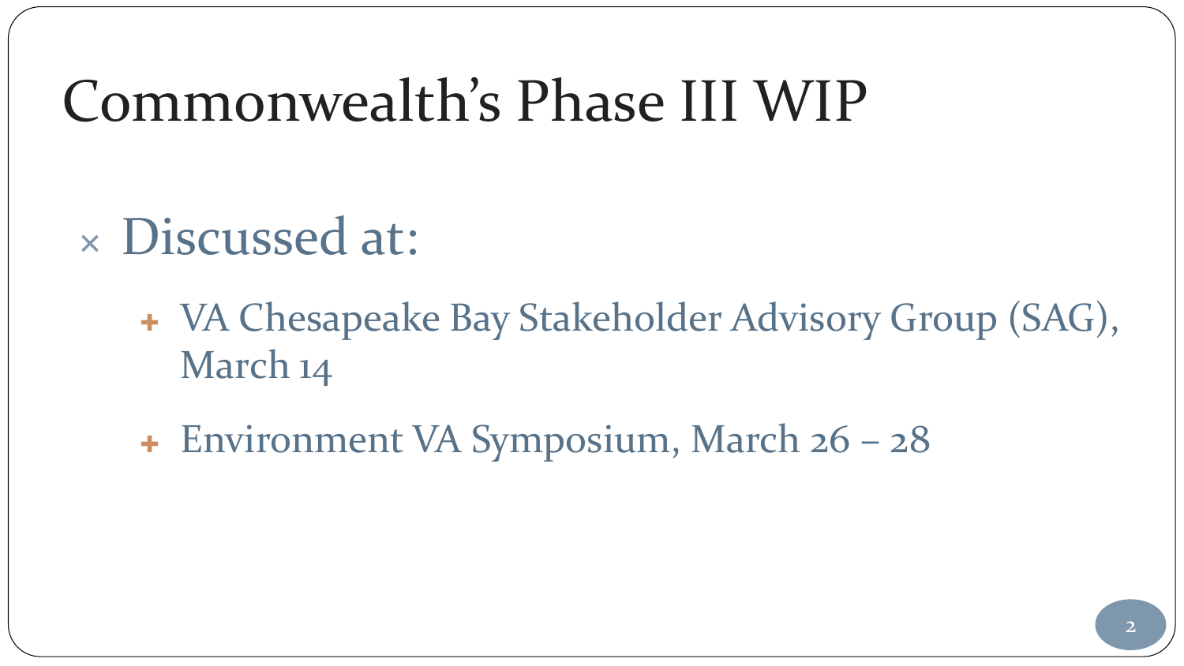# Commonwealth's Phase III WIP

- Discussed at:
  - VA Chesapeake Bay Stakeholder Advisory Group (SAG), March 14
  - Environment VA Symposium, March 26 – 28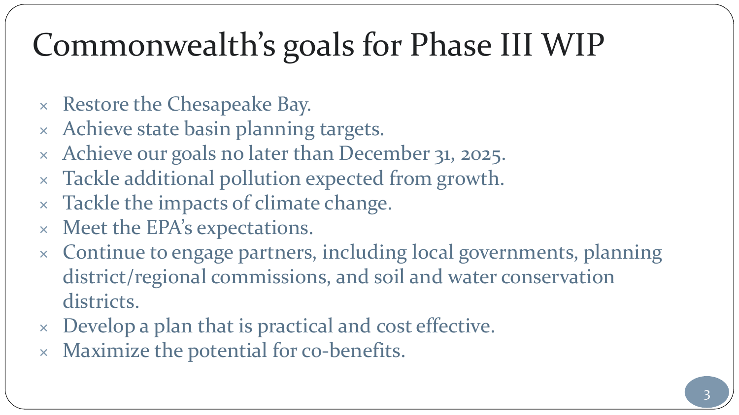# Commonwealth's goals for Phase III WIP

- Restore the Chesapeake Bay.
- Achieve state basin planning targets.
- Achieve our goals no later than December 31, 2025.
- Tackle additional pollution expected from growth.
- Tackle the impacts of climate change.
- Meet the EPA's expectations.
- Continue to engage partners, including local governments, planning district/regional commissions, and soil and water conservation districts.
- Develop a plan that is practical and cost effective.
- Maximize the potential for co-benefits.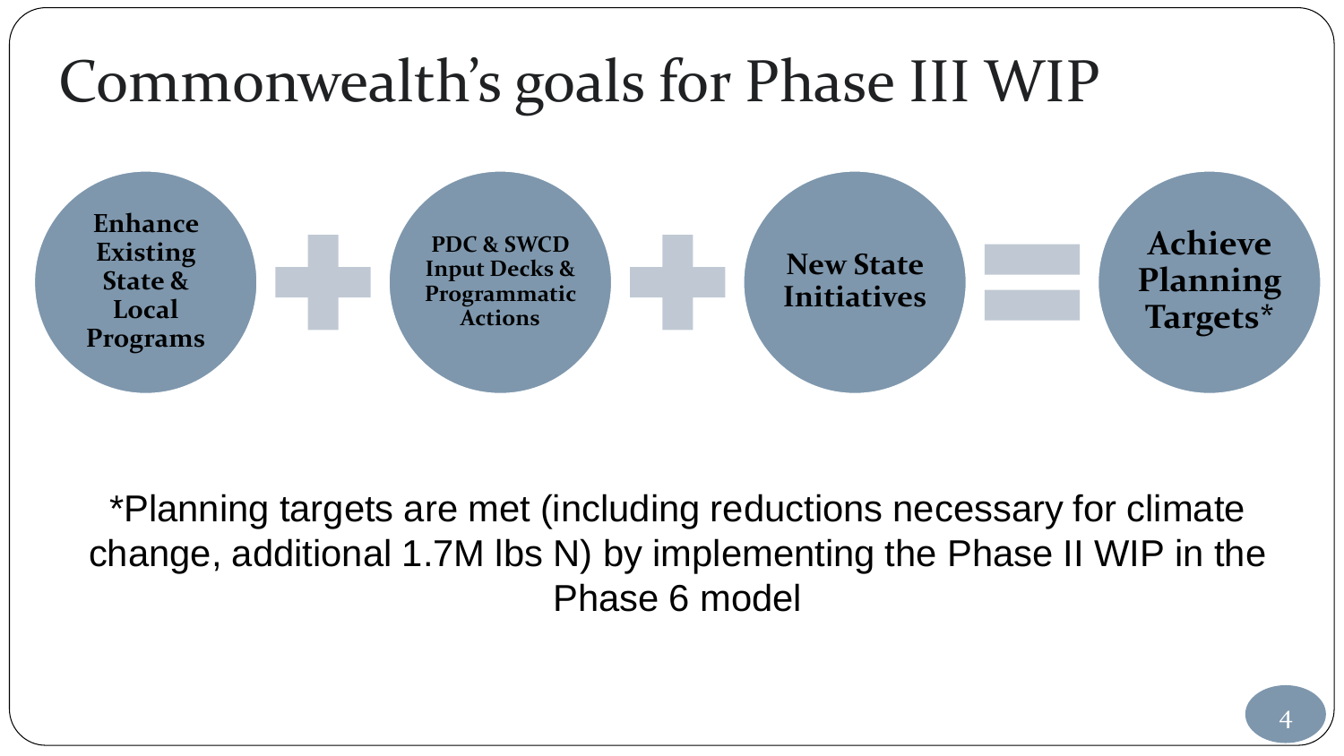# Commonwealth's goals for Phase III WIP

**Enhance Existing State & Local Programs** + **PDC & SWCD Input Decks & Programmatic Actions** + **New State Initiatives** = **Achieve Planning Targets***

*Planning targets are met (including reductions necessary for climate change, additional 1.7M lbs N) by implementing the Phase II WIP in the Phase 6 model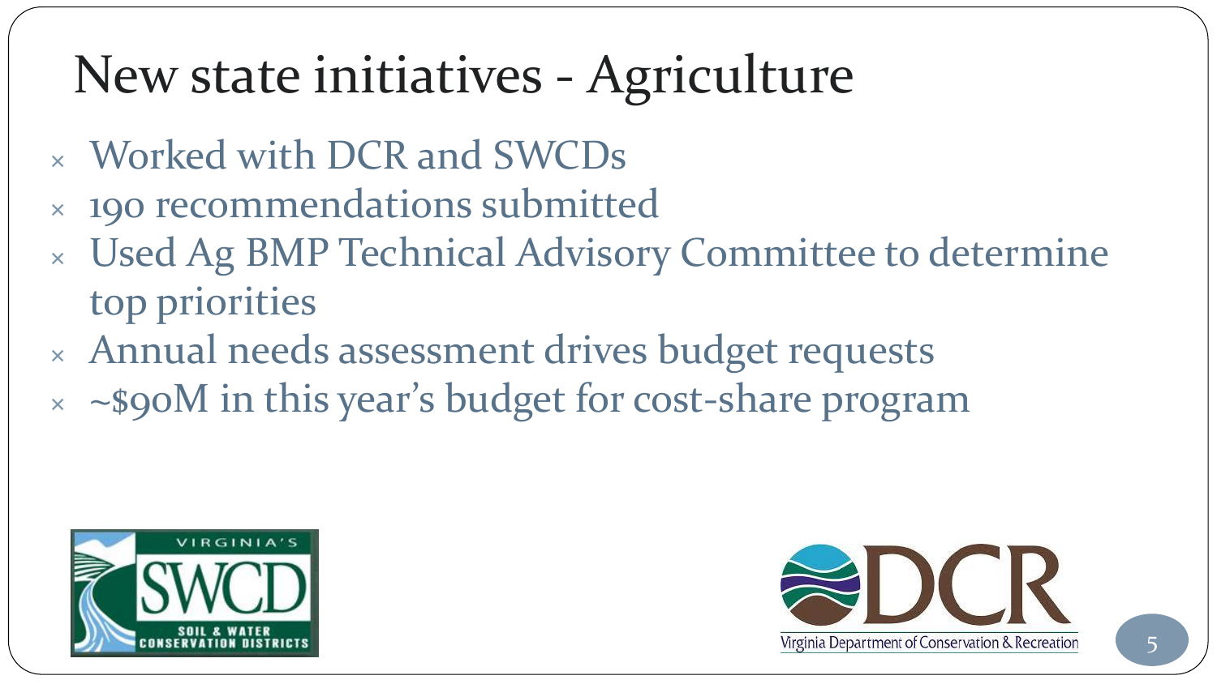# New state initiatives - Agriculture

- Worked with DCR and SWCDs
- 190 recommendations submitted
- Used Ag BMP Technical Advisory Committee to determine top priorities
- Annual needs assessment drives budget requests
- ~$90M in this year's budget for cost-share program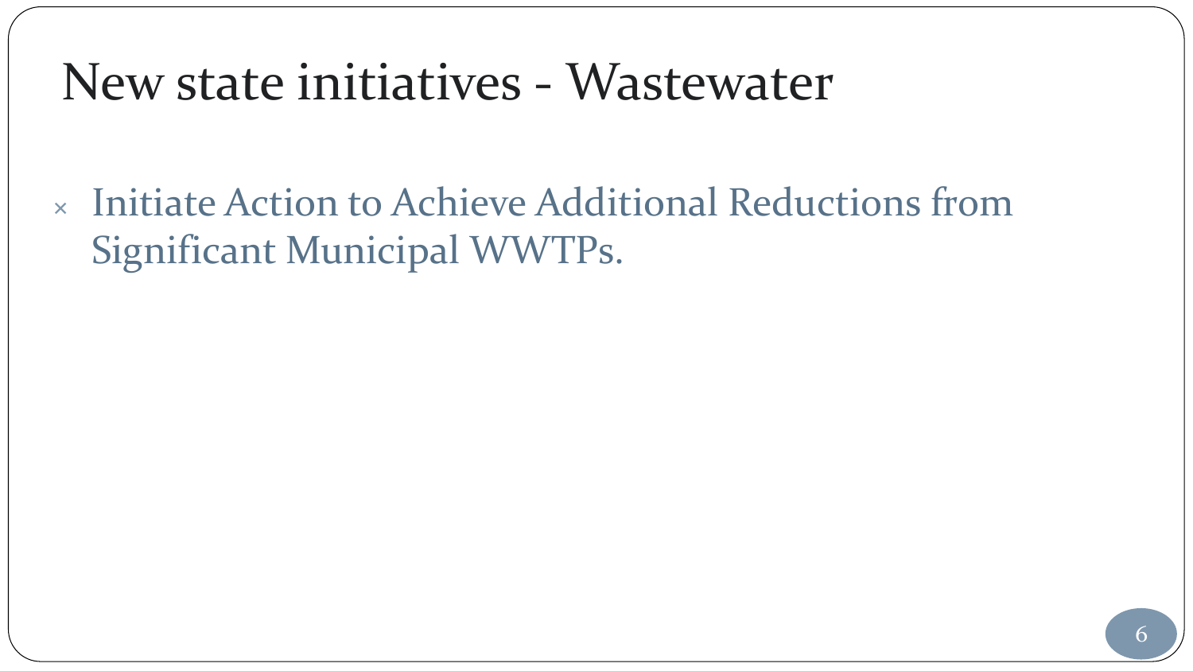# New state initiatives - Wastewater

- Initiate Action to Achieve Additional Reductions from Significant Municipal WWTPs.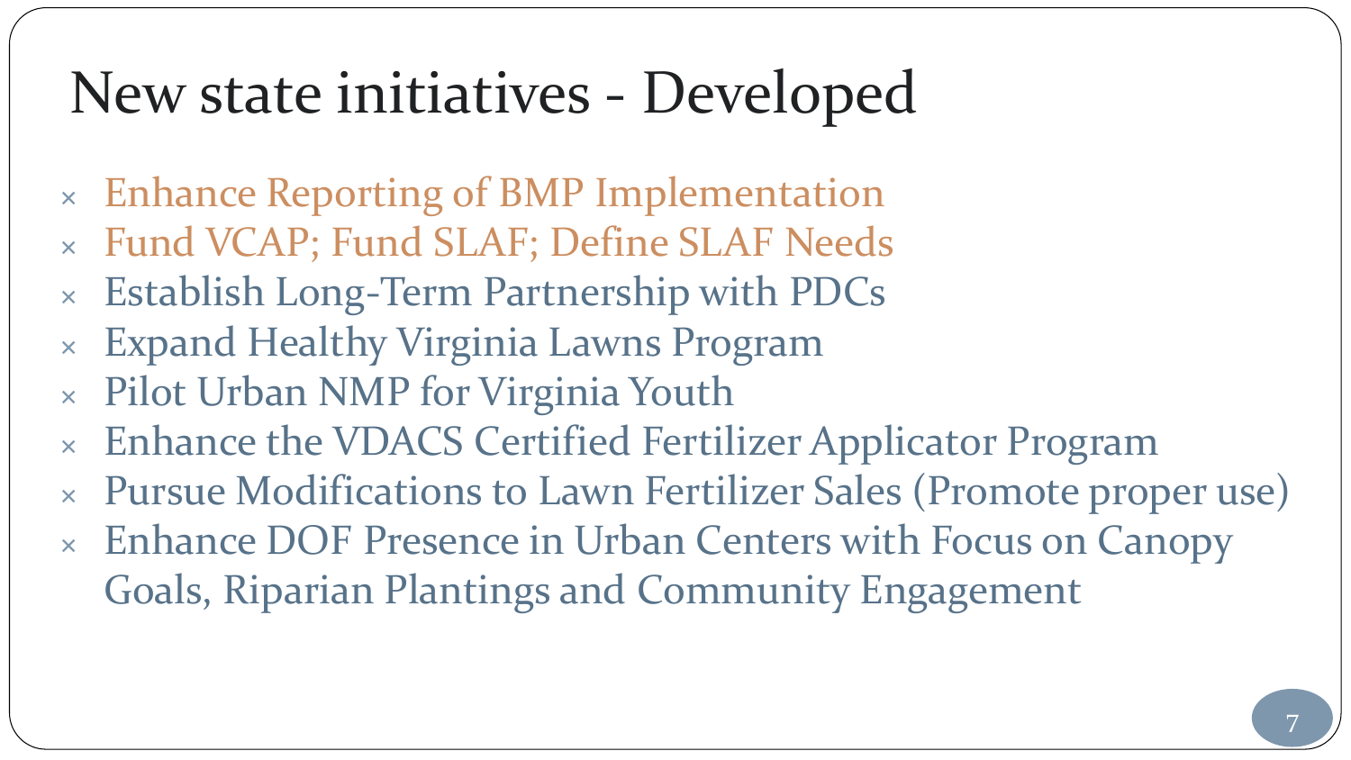# New state initiatives - Developed

- Enhance Reporting of BMP Implementation
- Fund VCAP; Fund SLAF; Define SLAF Needs
- Establish Long-Term Partnership with PDCs
- Expand Healthy Virginia Lawns Program
- Pilot Urban NMP for Virginia Youth
- Enhance the VDACS Certified Fertilizer Applicator Program
- Pursue Modifications to Lawn Fertilizer Sales (Promote proper use)
- Enhance DOF Presence in Urban Centers with Focus on Canopy Goals, Riparian Plantings and Community Engagement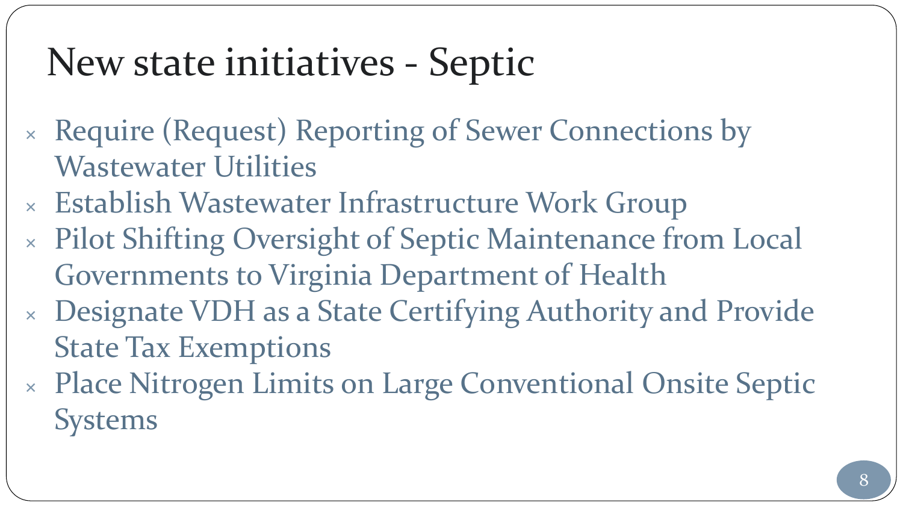# New state initiatives - Septic

- Require (Request) Reporting of Sewer Connections by Wastewater Utilities
- Establish Wastewater Infrastructure Work Group
- Pilot Shifting Oversight of Septic Maintenance from Local Governments to Virginia Department of Health
- Designate VDH as a State Certifying Authority and Provide State Tax Exemptions
- Place Nitrogen Limits on Large Conventional Onsite Septic Systems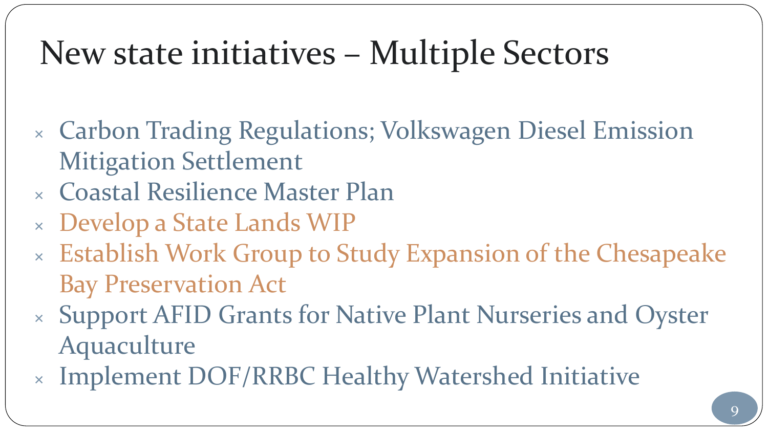# New state initiatives – Multiple Sectors

- Carbon Trading Regulations; Volkswagen Diesel Emission Mitigation Settlement
- Coastal Resilience Master Plan
- Develop a State Lands WIP
- Establish Work Group to Study Expansion of the Chesapeake Bay Preservation Act
- Support AFID Grants for Native Plant Nurseries and Oyster Aquaculture
- Implement DOF/RRBC Healthy Watershed Initiative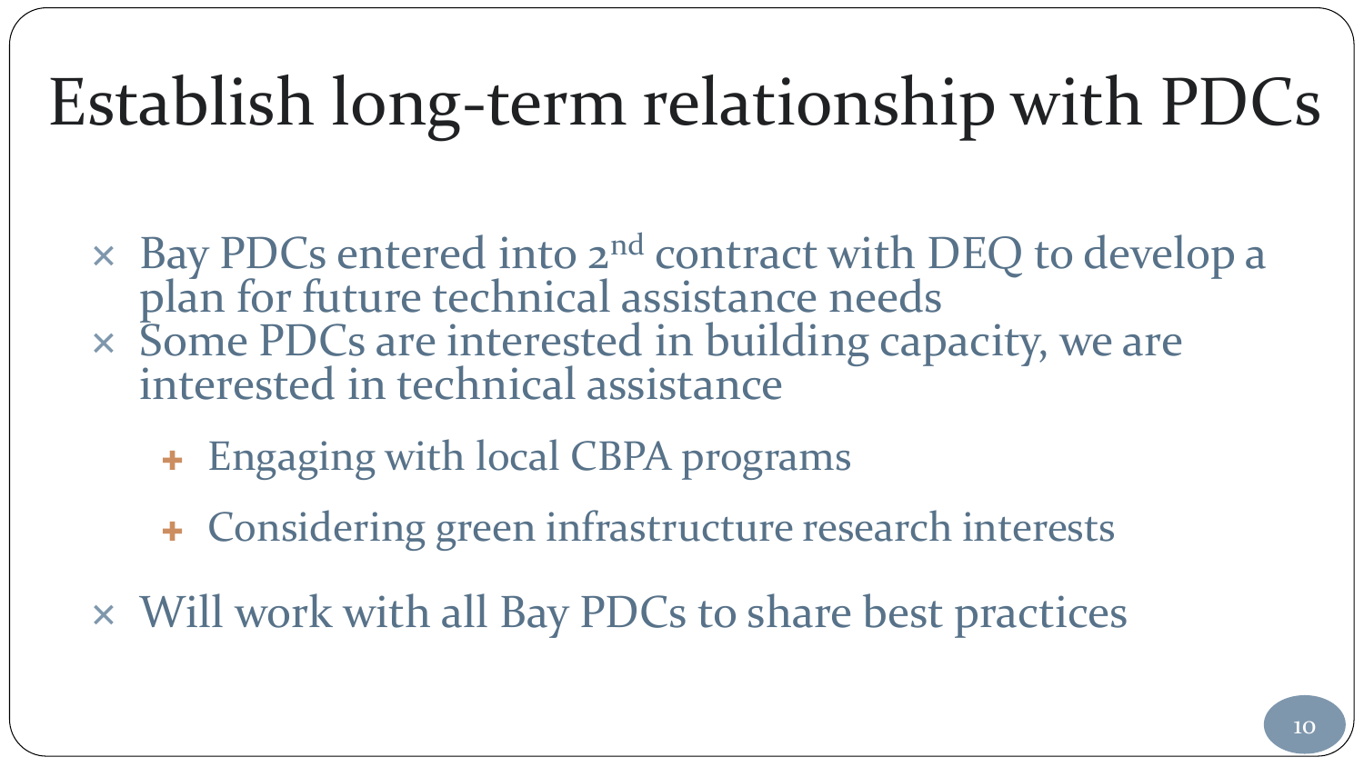# Establish long-term relationship with PDCs

- Bay PDCs entered into 2nd contract with DEQ to develop a plan for future technical assistance needs
- Some PDCs are interested in building capacity, we are interested in technical assistance
  - Engaging with local CBPA programs
  - Considering green infrastructure research interests
- Will work with all Bay PDCs to share best practices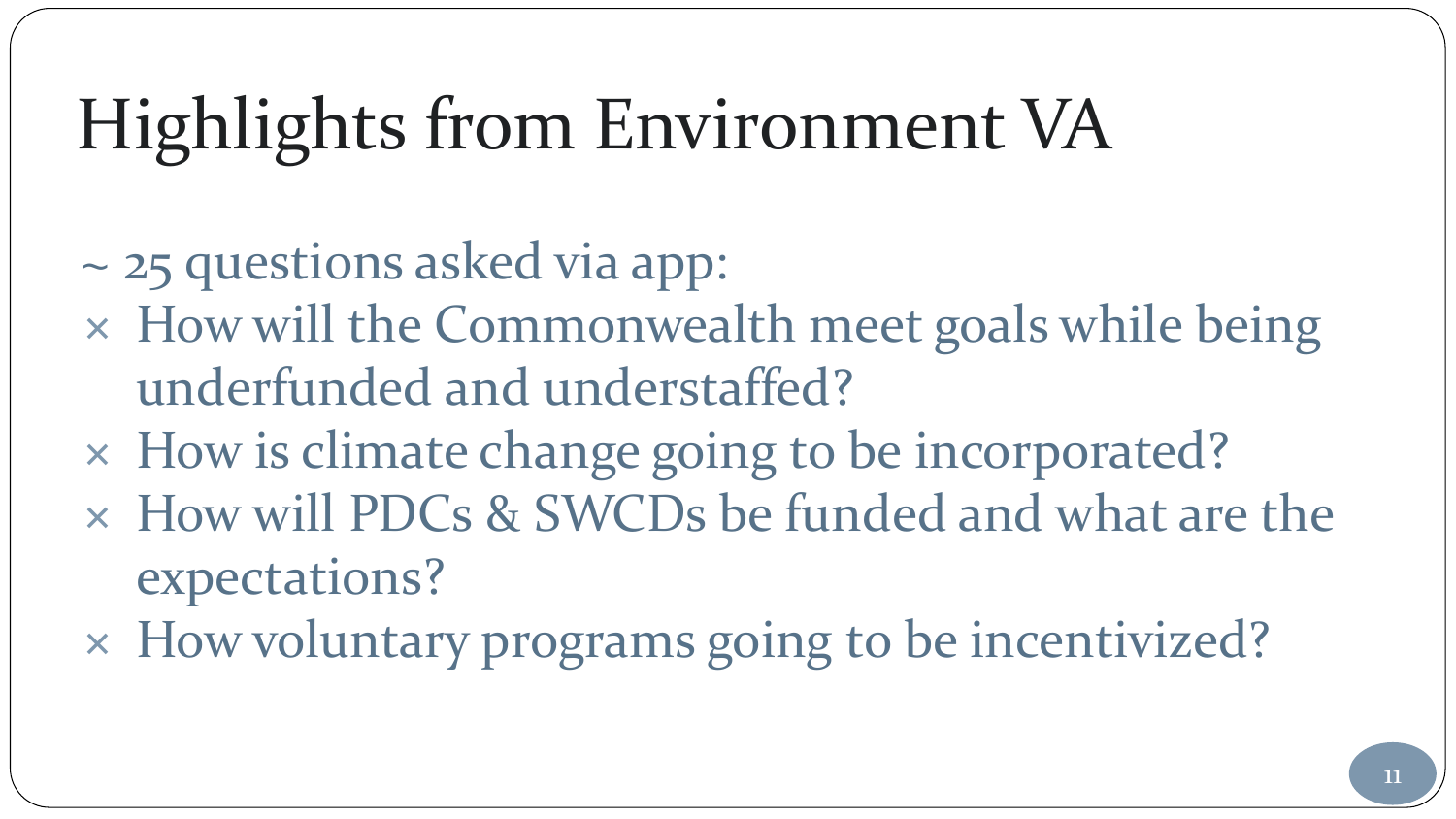# Highlights from Environment VA

~ 25 questions asked via app:

- How will the Commonwealth meet goals while being underfunded and understaffed?
- How is climate change going to be incorporated?
- How will PDCs & SWCDs be funded and what are the expectations?
- How voluntary programs going to be incentivized?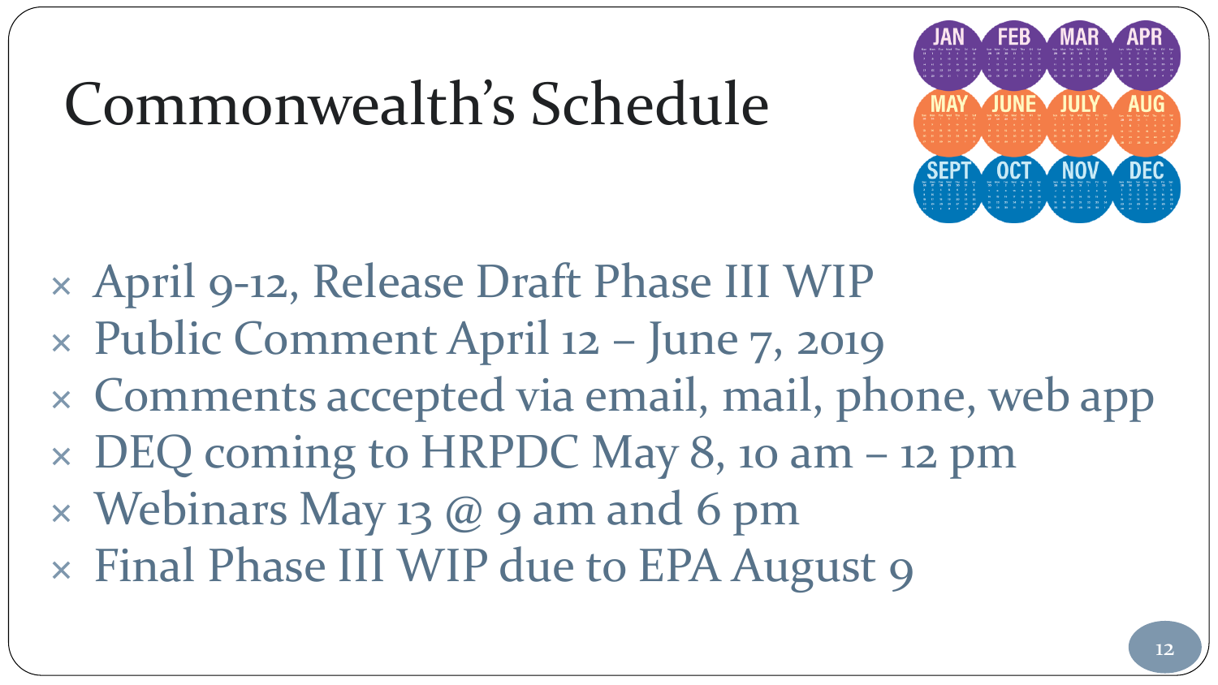# Commonwealth's Schedule

- April 9-12, Release Draft Phase III WIP
- Public Comment April 12 – June 7, 2019
- Comments accepted via email, mail, phone, web app
- DEQ coming to HRPDC May 8, 10 am – 12 pm
- Webinars May 13 @ 9 am and 6 pm
- Final Phase III WIP due to EPA August 9